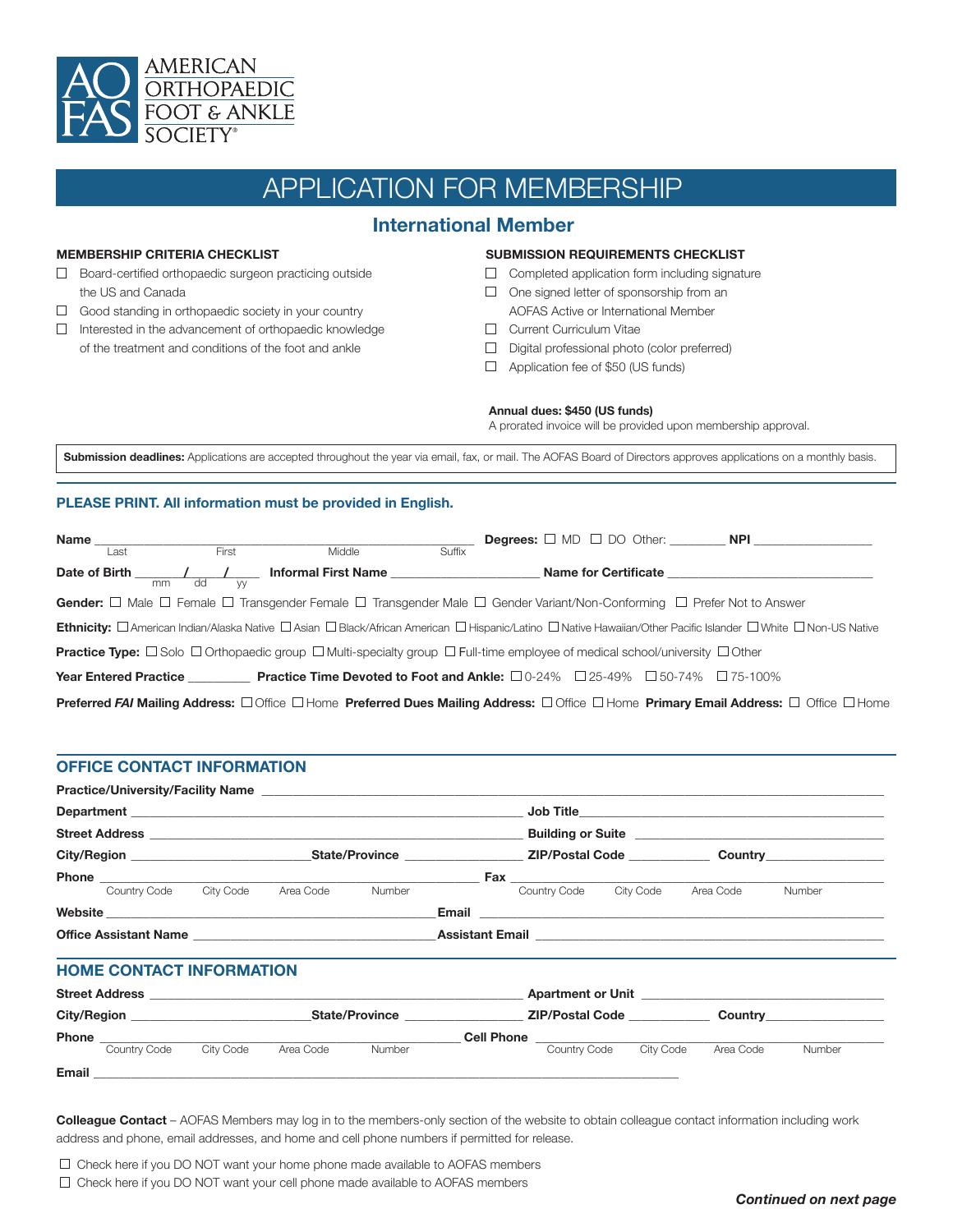AMERICAN ORTHOPAEDIC FOOT & ANKLE SOCIETY®

# APPLICATION FOR MEMBERSHIP

## International Member

**MEMBERSHIP CRITERIA CHECKLIST**

- ☐ Board-certified orthopaedic surgeon practicing outside the US and Canada
- ☐ Good standing in orthopaedic society in your country
- ☐ Interested in the advancement of orthopaedic knowledge of the treatment and conditions of the foot and ankle

**SUBMISSION REQUIREMENTS CHECKLIST**

- ☐ Completed application form including signature
- ☐ One signed letter of sponsorship from an AOFAS Active or International Member
- ☐ Current Curriculum Vitae
- ☐ Digital professional photo (color preferred)
- ☐ Application fee of $50 (US funds)

**Annual dues: $450 (US funds)**
A prorated invoice will be provided upon membership approval.

**Submission deadlines:** Applications are accepted throughout the year via email, fax, or mail. The AOFAS Board of Directors approves applications on a monthly basis.

**PLEASE PRINT. All information must be provided in English.**

**Name** ______________________________________________
Last First Middle Suffix

**Degrees:** ☐ MD ☐ DO Other: ________ **NPI** _________________

**Date of Birth** ____ / ____ / ____ (mm dd yy) **Informal First Name** ____________________ **Name for Certificate** ______________________________

**Gender:** ☐ Male ☐ Female ☐ Transgender Female ☐ Transgender Male ☐ Gender Variant/Non-Conforming ☐ Prefer Not to Answer

**Ethnicity:** ☐ American Indian/Alaska Native ☐ Asian ☐ Black/African American ☐ Hispanic/Latino ☐ Native Hawaiian/Other Pacific Islander ☐ White ☐ Non-US Native

**Practice Type:** ☐ Solo ☐ Orthopaedic group ☐ Multi-specialty group ☐ Full-time employee of medical school/university ☐ Other

**Year Entered Practice** _________ **Practice Time Devoted to Foot and Ankle:** ☐ 0-24% ☐ 25-49% ☐ 50-74% ☐ 75-100%

**Preferred *FAI* Mailing Address:** ☐ Office ☐ Home **Preferred Dues Mailing Address:** ☐ Office ☐ Home **Primary Email Address:** ☐ Office ☐ Home

## OFFICE CONTACT INFORMATION

**Practice/University/Facility Name** ______________________________________________

**Department** ______________________________ **Job Title** ______________________________

**Street Address** ______________________________ **Building or Suite** ______________________________

**City/Region** ________________ **State/Province** ________________ **ZIP/Postal Code** ___________ **Country** ________________

**Phone** ______________________________ (Country Code, City Code, Area Code, Number) **Fax** ______________________________ (Country Code, City Code, Area Code, Number)

**Website** ______________________________ **Email** ______________________________

**Office Assistant Name** ______________________________ **Assistant Email** ______________________________

## HOME CONTACT INFORMATION

**Street Address** ______________________________ **Apartment or Unit** ______________________________

**City/Region** ________________ **State/Province** ________________ **ZIP/Postal Code** ___________ **Country** ________________

**Phone** ______________________________ (Country Code, City Code, Area Code, Number) **Cell Phone** ______________________________ (Country Code, City Code, Area Code, Number)

**Email** ______________________________________________

**Colleague Contact** – AOFAS Members may log in to the members-only section of the website to obtain colleague contact information including work address and phone, email addresses, and home and cell phone numbers if permitted for release.

- ☐ Check here if you DO NOT want your home phone made available to AOFAS members
- ☐ Check here if you DO NOT want your cell phone made available to AOFAS members

***Continued on next page***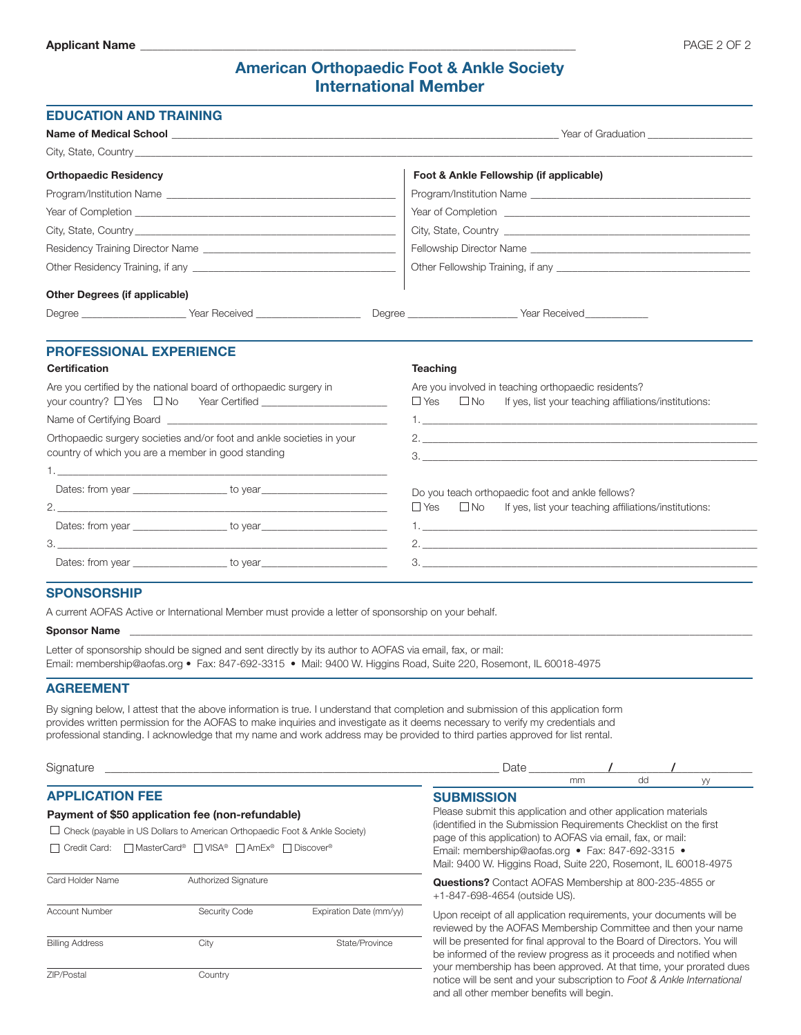Applicant Name ______________________________________________

# American Orthopaedic Foot & Ankle Society
# International Member

## EDUCATION AND TRAINING

**Name of Medical School** ______________________________ Year of Graduation ______________

City, State, Country ______________________________

### Orthopaedic Residency

Program/Institution Name ______________________________

Year of Completion ______________________________

City, State, Country ______________________________

Residency Training Director Name ______________________________

Other Residency Training, if any ______________________________

### Foot & Ankle Fellowship (if applicable)

Program/Institution Name ______________________________

Year of Completion ______________________________

City, State, Country ______________________________

Fellowship Director Name ______________________________

Other Fellowship Training, if any ______________________________

### Other Degrees (if applicable)

Degree ______________ Year Received ______________ Degree ______________ Year Received ______________

## PROFESSIONAL EXPERIENCE

### Certification

Are you certified by the national board of orthopaedic surgery in your country? ☐ Yes ☐ No Year Certified ______________

Name of Certifying Board ______________________________

Orthopaedic surgery societies and/or foot and ankle societies in your country of which you are a member in good standing

1. ______________________________
   Dates: from year ______________ to year ______________
2. ______________________________
   Dates: from year ______________ to year ______________
3. ______________________________
   Dates: from year ______________ to year ______________

### Teaching

Are you involved in teaching orthopaedic residents?
☐ Yes ☐ No If yes, list your teaching affiliations/institutions:

1. ______________________________
2. ______________________________
3. ______________________________

Do you teach orthopaedic foot and ankle fellows?
☐ Yes ☐ No If yes, list your teaching affiliations/institutions:

1. ______________________________
2. ______________________________
3. ______________________________

## SPONSORSHIP

A current AOFAS Active or International Member must provide a letter of sponsorship on your behalf.

**Sponsor Name** ______________________________

Letter of sponsorship should be signed and sent directly by its author to AOFAS via email, fax, or mail:
Email: membership@aofas.org • Fax: 847-692-3315 • Mail: 9400 W. Higgins Road, Suite 220, Rosemont, IL 60018-4975

## AGREEMENT

By signing below, I attest that the above information is true. I understand that completion and submission of this application form provides written permission for the AOFAS to make inquiries and investigate as it deems necessary to verify my credentials and professional standing. I acknowledge that my name and work address may be provided to third parties approved for list rental.

Signature ______________________________ Date ______ / ______ / ______
mm dd yy

## APPLICATION FEE

**Payment of $50 application fee (non-refundable)**

☐ Check (payable in US Dollars to American Orthopaedic Foot & Ankle Society)

☐ Credit Card: ☐ MasterCard® ☐ VISA® ☐ AmEx® ☐ Discover®

| | | |
|---|---|---|
| Card Holder Name | Authorized Signature | |
| Account Number | Security Code | Expiration Date (mm/yy) |
| Billing Address | City | State/Province |
| ZIP/Postal | Country | |

## SUBMISSION

Please submit this application and other application materials (identified in the Submission Requirements Checklist on the first page of this application) to AOFAS via email, fax, or mail:
Email: membership@aofas.org • Fax: 847-692-3315 •
Mail: 9400 W. Higgins Road, Suite 220, Rosemont, IL 60018-4975

**Questions?** Contact AOFAS Membership at 800-235-4855 or +1-847-698-4654 (outside US).

Upon receipt of all application requirements, your documents will be reviewed by the AOFAS Membership Committee and then your name will be presented for final approval to the Board of Directors. You will be informed of the review progress as it proceeds and notified when your membership has been approved. At that time, your prorated dues notice will be sent and your subscription to *Foot & Ankle International* and all other member benefits will begin.